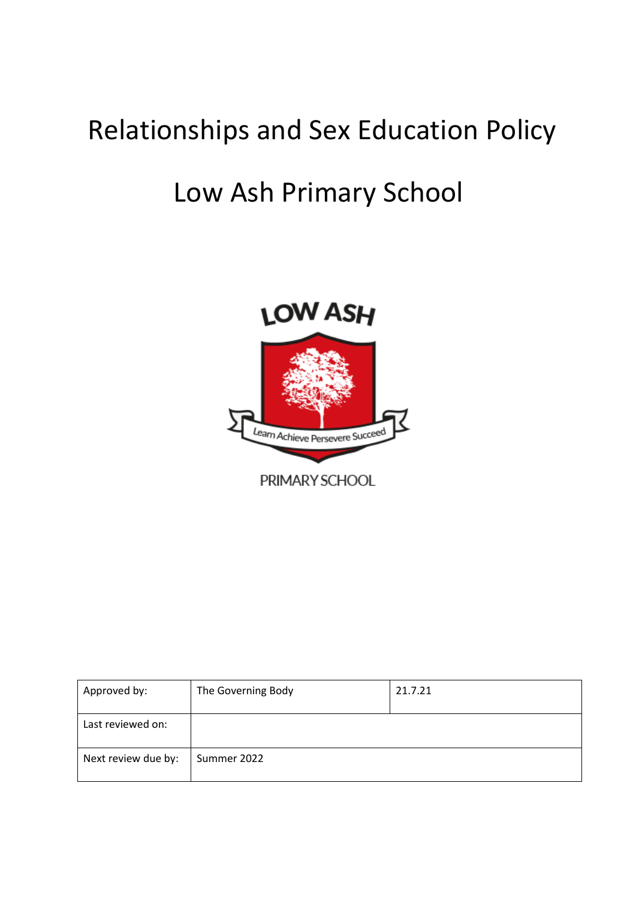# Relationships and Sex Education Policy

# Low Ash Primary School

LOW ASH

Learn Achieve Persevere Succeed

PRIMARY SCHOOL

| Approved by: | The Governing Body | 21.7.21 |
|---|---|---|
| Last reviewed on: | | |
| Next review due by: | Summer 2022 | |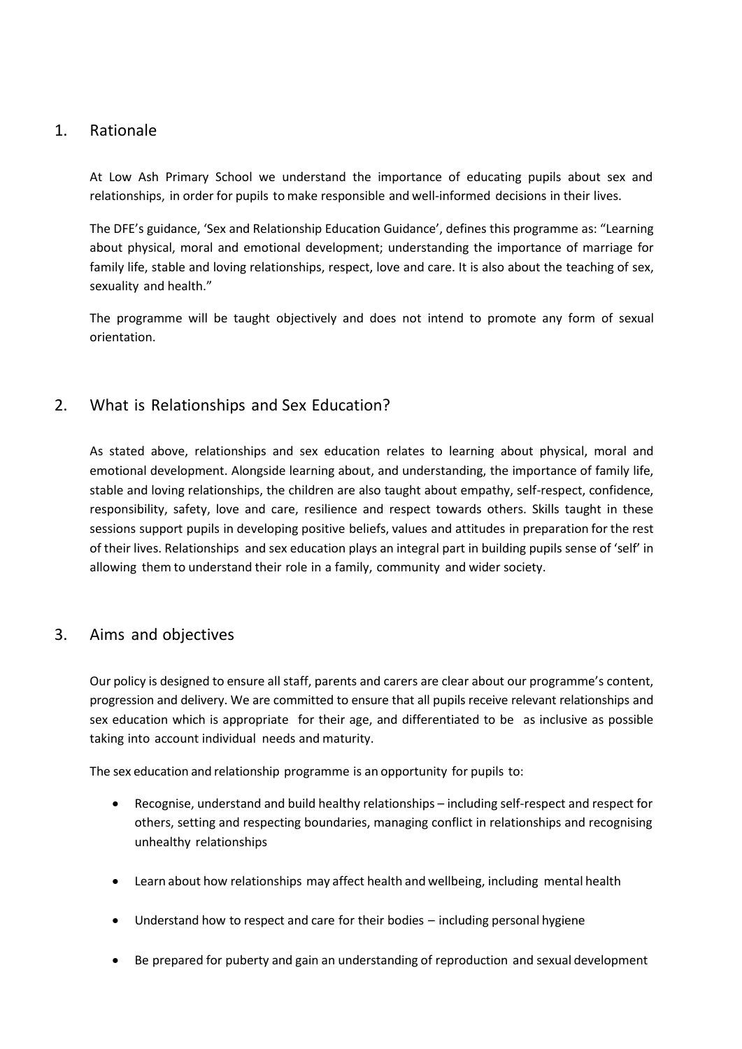## 1. Rationale

At Low Ash Primary School we understand the importance of educating pupils about sex and relationships, in order for pupils to make responsible and well-informed decisions in their lives.

The DFE's guidance, 'Sex and Relationship Education Guidance', defines this programme as: "Learning about physical, moral and emotional development; understanding the importance of marriage for family life, stable and loving relationships, respect, love and care. It is also about the teaching of sex, sexuality and health."

The programme will be taught objectively and does not intend to promote any form of sexual orientation.

## 2. What is Relationships and Sex Education?

As stated above, relationships and sex education relates to learning about physical, moral and emotional development. Alongside learning about, and understanding, the importance of family life, stable and loving relationships, the children are also taught about empathy, self-respect, confidence, responsibility, safety, love and care, resilience and respect towards others. Skills taught in these sessions support pupils in developing positive beliefs, values and attitudes in preparation for the rest of their lives. Relationships and sex education plays an integral part in building pupils sense of 'self' in allowing them to understand their role in a family, community and wider society.

## 3. Aims and objectives

Our policy is designed to ensure all staff, parents and carers are clear about our programme's content, progression and delivery. We are committed to ensure that all pupils receive relevant relationships and sex education which is appropriate for their age, and differentiated to be as inclusive as possible taking into account individual needs and maturity.

The sex education and relationship programme is an opportunity for pupils to:

- Recognise, understand and build healthy relationships – including self-respect and respect for others, setting and respecting boundaries, managing conflict in relationships and recognising unhealthy relationships
- Learn about how relationships may affect health and wellbeing, including mental health
- Understand how to respect and care for their bodies – including personal hygiene
- Be prepared for puberty and gain an understanding of reproduction and sexual development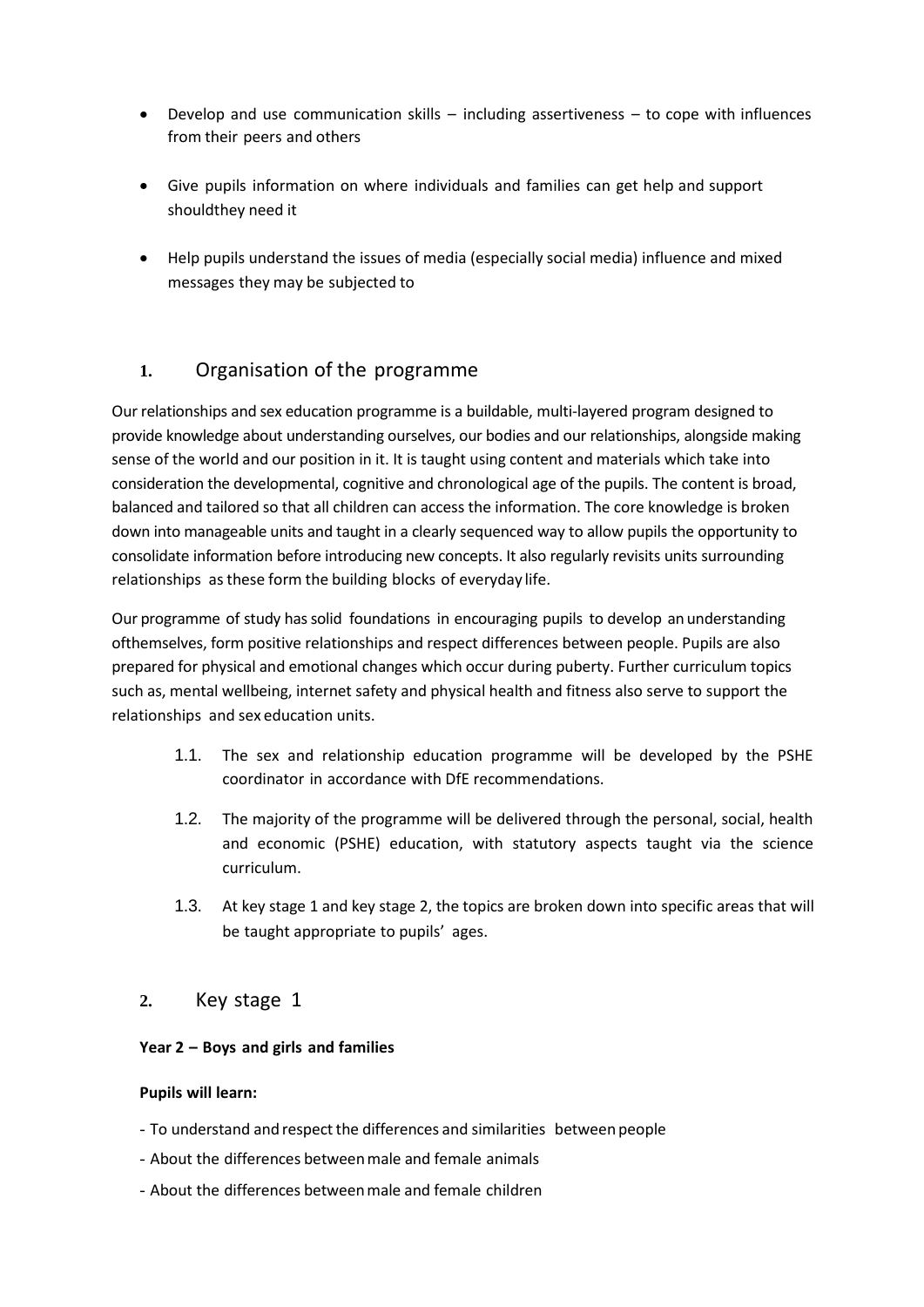- Develop and use communication skills – including assertiveness – to cope with influences from their peers and others
- Give pupils information on where individuals and families can get help and support shouldthey need it
- Help pupils understand the issues of media (especially social media) influence and mixed messages they may be subjected to

## 1. Organisation of the programme

Our relationships and sex education programme is a buildable, multi-layered program designed to provide knowledge about understanding ourselves, our bodies and our relationships, alongside making sense of the world and our position in it. It is taught using content and materials which take into consideration the developmental, cognitive and chronological age of the pupils. The content is broad, balanced and tailored so that all children can access the information. The core knowledge is broken down into manageable units and taught in a clearly sequenced way to allow pupils the opportunity to consolidate information before introducing new concepts. It also regularly revisits units surrounding relationships as these form the building blocks of everyday life.

Our programme of study has solid foundations in encouraging pupils to develop an understanding ofthemselves, form positive relationships and respect differences between people. Pupils are also prepared for physical and emotional changes which occur during puberty. Further curriculum topics such as, mental wellbeing, internet safety and physical health and fitness also serve to support the relationships and sex education units.

1.1. The sex and relationship education programme will be developed by the PSHE coordinator in accordance with DfE recommendations.

1.2. The majority of the programme will be delivered through the personal, social, health and economic (PSHE) education, with statutory aspects taught via the science curriculum.

1.3. At key stage 1 and key stage 2, the topics are broken down into specific areas that will be taught appropriate to pupils' ages.

## 2. Key stage 1

**Year 2 – Boys and girls and families**

**Pupils will learn:**

- To understand and respect the differences and similarities between people
- About the differences between male and female animals
- About the differences between male and female children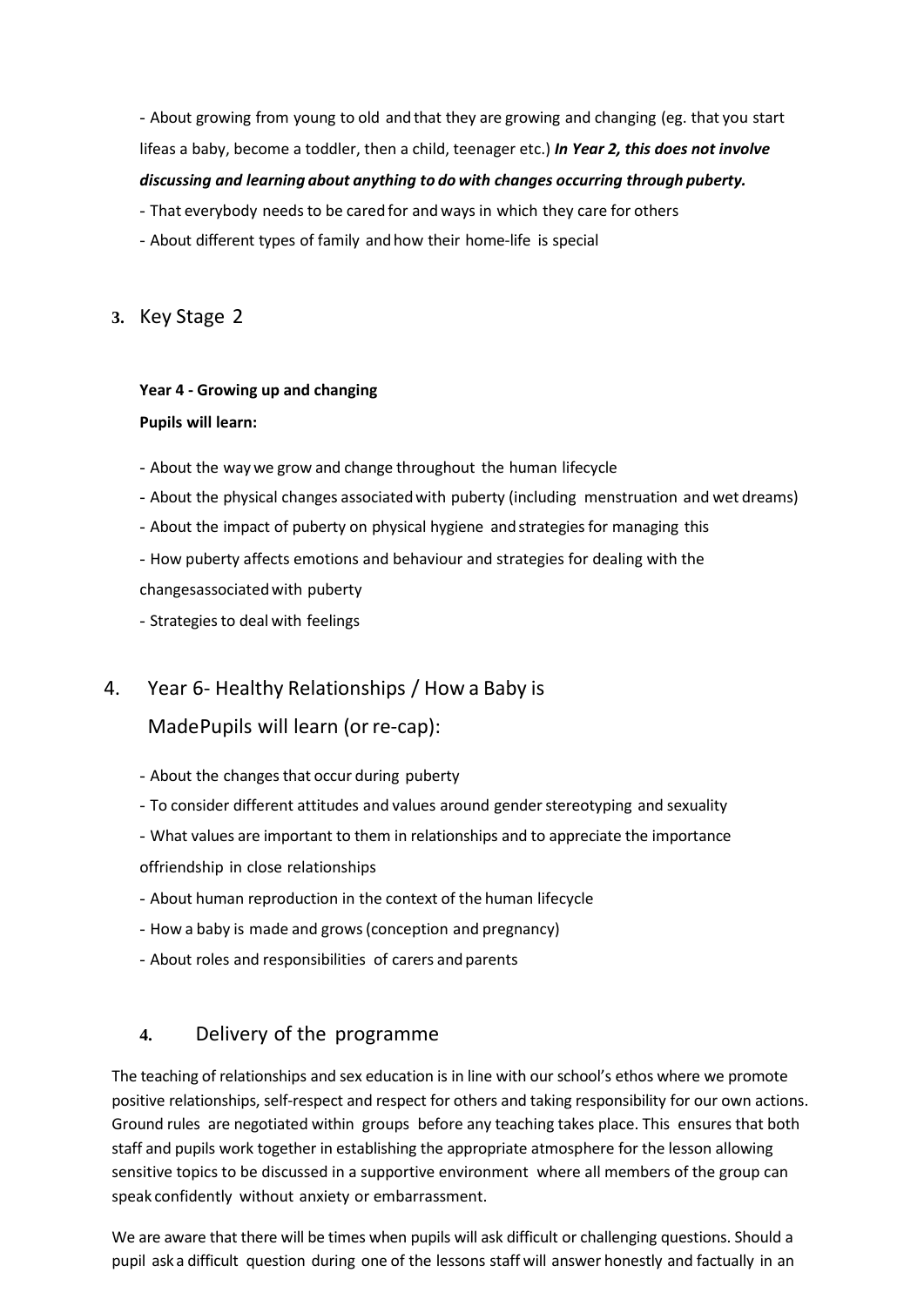- About growing from young to old and that they are growing and changing (eg. that you start lifeas a baby, become a toddler, then a child, teenager etc.) ***In Year 2, this does not involve discussing and learning about anything to do with changes occurring through puberty.***

- That everybody needs to be cared for and ways in which they care for others
- About different types of family and how their home-life is special

## 3. Key Stage 2

**Year 4 - Growing up and changing**

**Pupils will learn:**

- About the way we grow and change throughout the human lifecycle
- About the physical changes associated with puberty (including menstruation and wet dreams)
- About the impact of puberty on physical hygiene and strategies for managing this
- How puberty affects emotions and behaviour and strategies for dealing with the changesassociated with puberty
- Strategies to deal with feelings

## 4. Year 6- Healthy Relationships / How a Baby is MadePupils will learn (or re-cap):

- About the changes that occur during puberty
- To consider different attitudes and values around gender stereotyping and sexuality
- What values are important to them in relationships and to appreciate the importance offriendship in close relationships
- About human reproduction in the context of the human lifecycle
- How a baby is made and grows (conception and pregnancy)
- About roles and responsibilities of carers and parents

## 4. Delivery of the programme

The teaching of relationships and sex education is in line with our school's ethos where we promote positive relationships, self-respect and respect for others and taking responsibility for our own actions. Ground rules are negotiated within groups before any teaching takes place. This ensures that both staff and pupils work together in establishing the appropriate atmosphere for the lesson allowing sensitive topics to be discussed in a supportive environment where all members of the group can speak confidently without anxiety or embarrassment.

We are aware that there will be times when pupils will ask difficult or challenging questions. Should a pupil ask a difficult question during one of the lessons staff will answer honestly and factually in an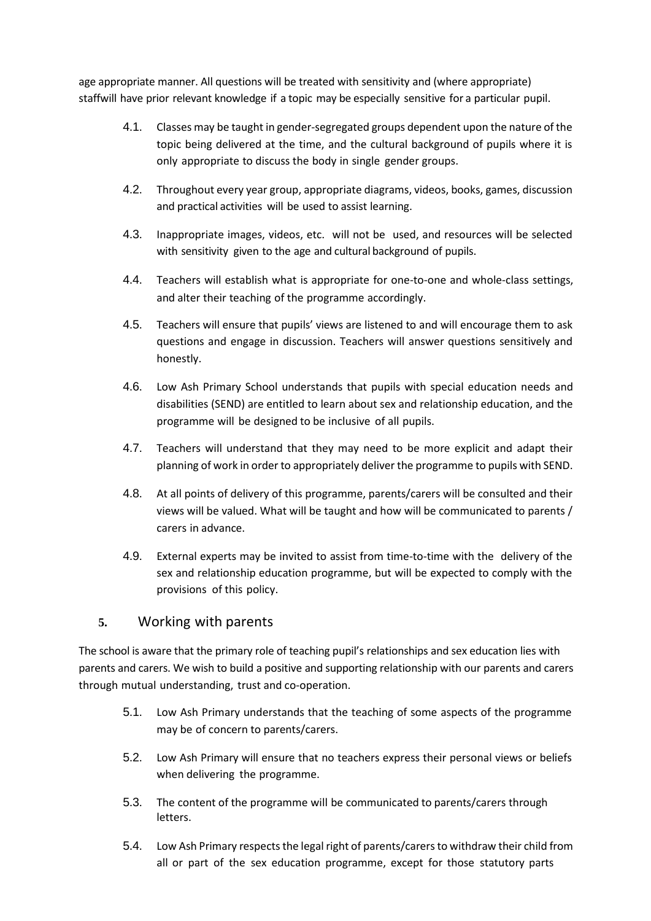age appropriate manner. All questions will be treated with sensitivity and (where appropriate) staffwill have prior relevant knowledge if a topic may be especially sensitive for a particular pupil.

4.1. Classes may be taught in gender-segregated groups dependent upon the nature of the topic being delivered at the time, and the cultural background of pupils where it is only appropriate to discuss the body in single gender groups.

4.2. Throughout every year group, appropriate diagrams, videos, books, games, discussion and practical activities will be used to assist learning.

4.3. Inappropriate images, videos, etc. will not be used, and resources will be selected with sensitivity given to the age and cultural background of pupils.

4.4. Teachers will establish what is appropriate for one-to-one and whole-class settings, and alter their teaching of the programme accordingly.

4.5. Teachers will ensure that pupils' views are listened to and will encourage them to ask questions and engage in discussion. Teachers will answer questions sensitively and honestly.

4.6. Low Ash Primary School understands that pupils with special education needs and disabilities (SEND) are entitled to learn about sex and relationship education, and the programme will be designed to be inclusive of all pupils.

4.7. Teachers will understand that they may need to be more explicit and adapt their planning of work in order to appropriately deliver the programme to pupils with SEND.

4.8. At all points of delivery of this programme, parents/carers will be consulted and their views will be valued. What will be taught and how will be communicated to parents / carers in advance.

4.9. External experts may be invited to assist from time-to-time with the delivery of the sex and relationship education programme, but will be expected to comply with the provisions of this policy.

## 5. Working with parents

The school is aware that the primary role of teaching pupil's relationships and sex education lies with parents and carers. We wish to build a positive and supporting relationship with our parents and carers through mutual understanding, trust and co-operation.

5.1. Low Ash Primary understands that the teaching of some aspects of the programme may be of concern to parents/carers.

5.2. Low Ash Primary will ensure that no teachers express their personal views or beliefs when delivering the programme.

5.3. The content of the programme will be communicated to parents/carers through letters.

5.4. Low Ash Primary respects the legal right of parents/carers to withdraw their child from all or part of the sex education programme, except for those statutory parts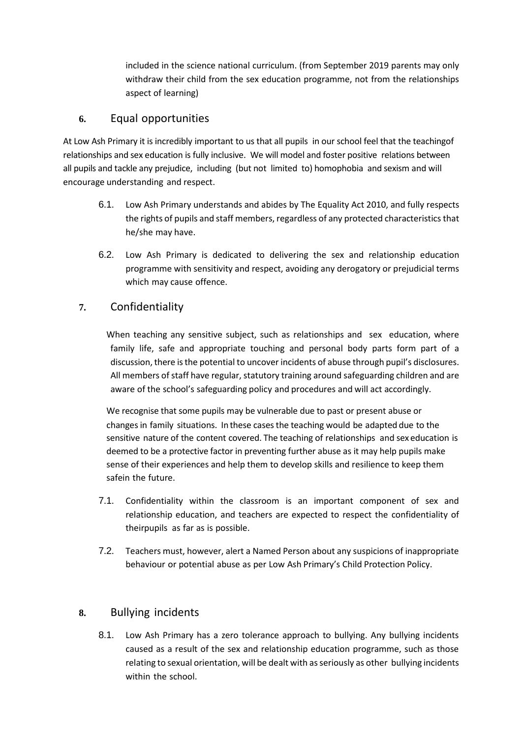included in the science national curriculum. (from September 2019 parents may only withdraw their child from the sex education programme, not from the relationships aspect of learning)

## 6. Equal opportunities

At Low Ash Primary it is incredibly important to us that all pupils in our school feel that the teachingof relationships and sex education is fully inclusive. We will model and foster positive relations between all pupils and tackle any prejudice, including (but not limited to) homophobia and sexism and will encourage understanding and respect.

6.1. Low Ash Primary understands and abides by The Equality Act 2010, and fully respects the rights of pupils and staff members, regardless of any protected characteristics that he/she may have.

6.2. Low Ash Primary is dedicated to delivering the sex and relationship education programme with sensitivity and respect, avoiding any derogatory or prejudicial terms which may cause offence.

## 7. Confidentiality

When teaching any sensitive subject, such as relationships and sex education, where family life, safe and appropriate touching and personal body parts form part of a discussion, there is the potential to uncover incidents of abuse through pupil's disclosures. All members of staff have regular, statutory training around safeguarding children and are aware of the school's safeguarding policy and procedures and will act accordingly.

We recognise that some pupils may be vulnerable due to past or present abuse or changes in family situations. In these cases the teaching would be adapted due to the sensitive nature of the content covered. The teaching of relationships and sex education is deemed to be a protective factor in preventing further abuse as it may help pupils make sense of their experiences and help them to develop skills and resilience to keep them safein the future.

7.1. Confidentiality within the classroom is an important component of sex and relationship education, and teachers are expected to respect the confidentiality of theirpupils as far as is possible.

7.2. Teachers must, however, alert a Named Person about any suspicions of inappropriate behaviour or potential abuse as per Low Ash Primary's Child Protection Policy.

## 8. Bullying incidents

8.1. Low Ash Primary has a zero tolerance approach to bullying. Any bullying incidents caused as a result of the sex and relationship education programme, such as those relating to sexual orientation, will be dealt with as seriously as other bullying incidents within the school.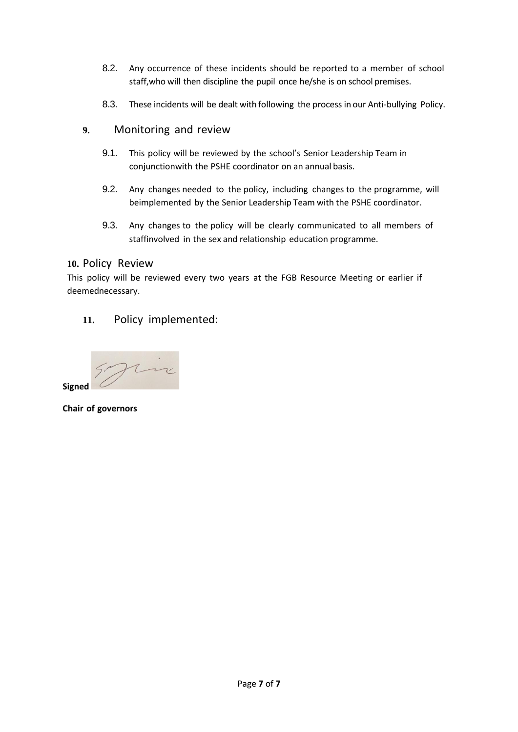8.2. Any occurrence of these incidents should be reported to a member of school staff,who will then discipline the pupil once he/she is on school premises.

8.3. These incidents will be dealt with following the process in our Anti-bullying Policy.

## 9. Monitoring and review

9.1. This policy will be reviewed by the school's Senior Leadership Team in conjunctionwith the PSHE coordinator on an annual basis.

9.2. Any changes needed to the policy, including changes to the programme, will beimplemented by the Senior Leadership Team with the PSHE coordinator.

9.3. Any changes to the policy will be clearly communicated to all members of staffinvolved in the sex and relationship education programme.

## 10. Policy Review

This policy will be reviewed every two years at the FGB Resource Meeting or earlier if deemednecessary.

## 11. Policy implemented:

**Signed**

**Chair of governors**